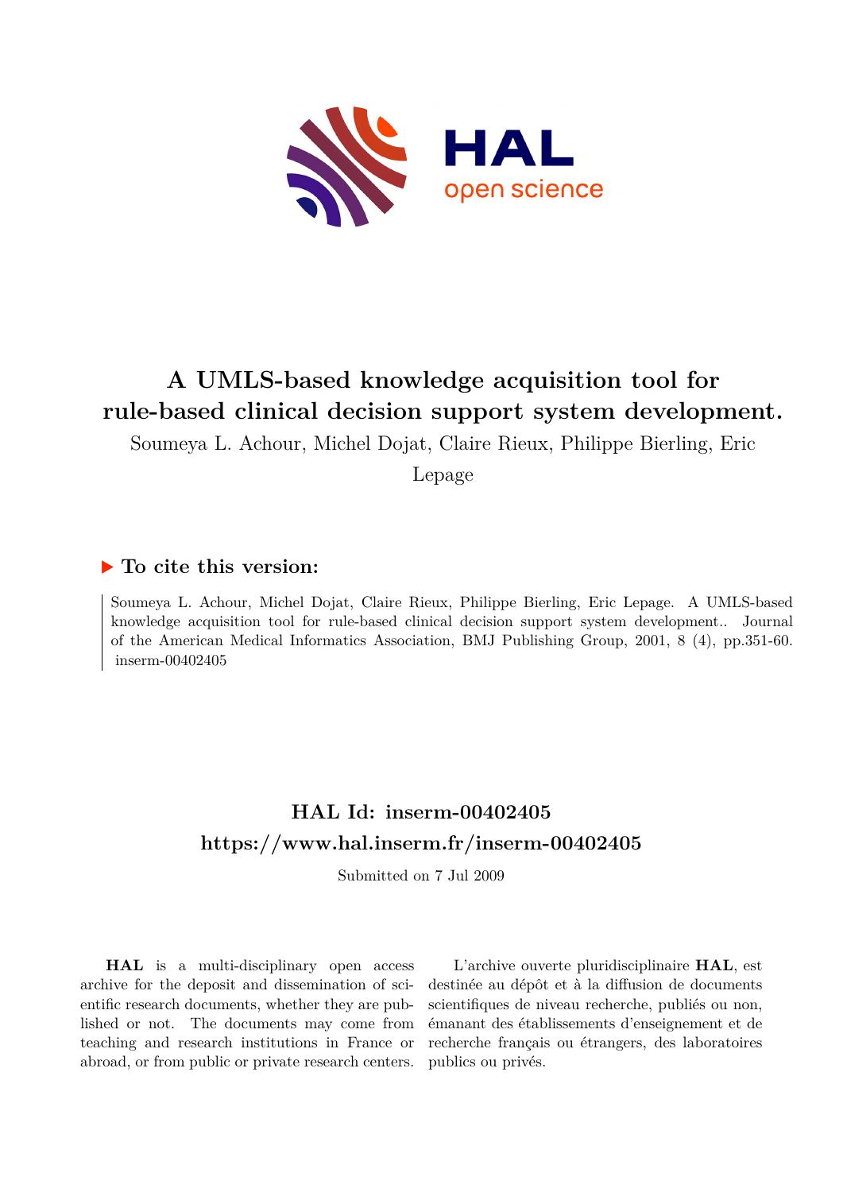# A UMLS-based knowledge acquisition tool for rule-based clinical decision support system development.

Soumeya L. Achour, Michel Dojat, Claire Rieux, Philippe Bierling, Eric Lepage

## ▶ To cite this version:

Soumeya L. Achour, Michel Dojat, Claire Rieux, Philippe Bierling, Eric Lepage. A UMLS-based knowledge acquisition tool for rule-based clinical decision support system development.. Journal of the American Medical Informatics Association, BMJ Publishing Group, 2001, 8 (4), pp.351-60. inserm-00402405

## HAL Id: inserm-00402405
## https://www.hal.inserm.fr/inserm-00402405

Submitted on 7 Jul 2009

**HAL** is a multi-disciplinary open access archive for the deposit and dissemination of scientific research documents, whether they are published or not. The documents may come from teaching and research institutions in France or abroad, or from public or private research centers.

L'archive ouverte pluridisciplinaire **HAL**, est destinée au dépôt et à la diffusion de documents scientifiques de niveau recherche, publiés ou non, émanant des établissements d'enseignement et de recherche français ou étrangers, des laboratoires publics ou privés.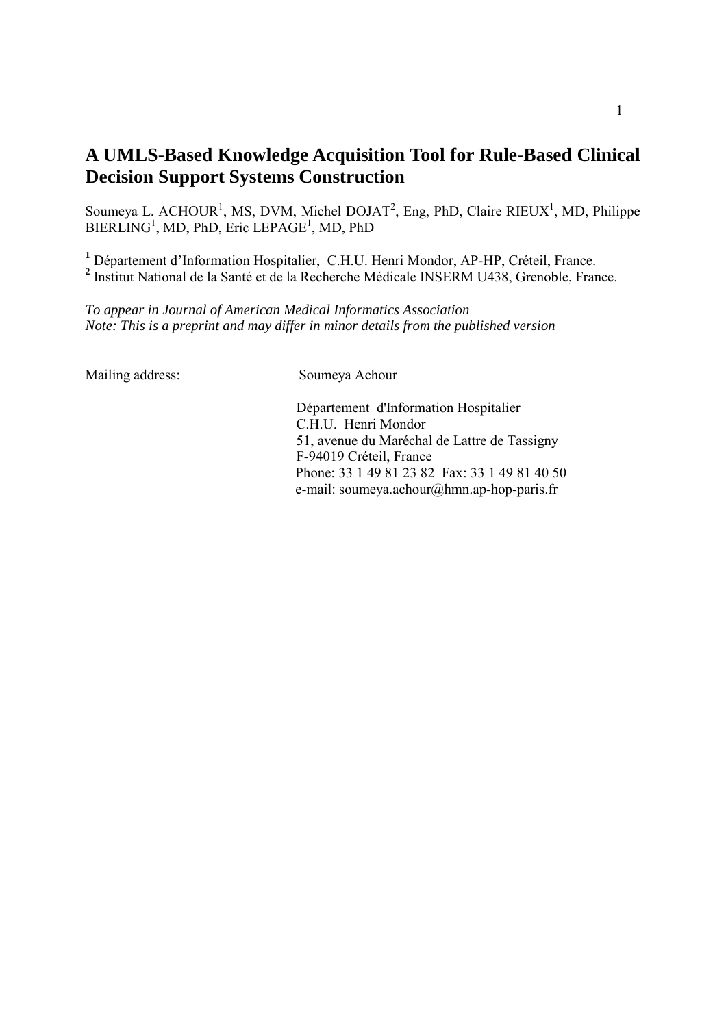# A UMLS-Based Knowledge Acquisition Tool for Rule-Based Clinical Decision Support Systems Construction

Soumeya L. ACHOUR[1], MS, DVM, Michel DOJAT[2], Eng, PhD, Claire RIEUX[1], MD, Philippe BIERLING[1], MD, PhD, Eric LEPAGE[1], MD, PhD

[1] Département d'Information Hospitalier, C.H.U. Henri Mondor, AP-HP, Créteil, France.
[2] Institut National de la Santé et de la Recherche Médicale INSERM U438, Grenoble, France.

*To appear in Journal of American Medical Informatics Association*
*Note: This is a preprint and may differ in minor details from the published version*

Mailing address: Soumeya Achour

Département d'Information Hospitalier
C.H.U. Henri Mondor
51, avenue du Maréchal de Lattre de Tassigny
F-94019 Créteil, France
Phone: 33 1 49 81 23 82 Fax: 33 1 49 81 40 50
e-mail: soumeya.achour@hmn.ap-hop-paris.fr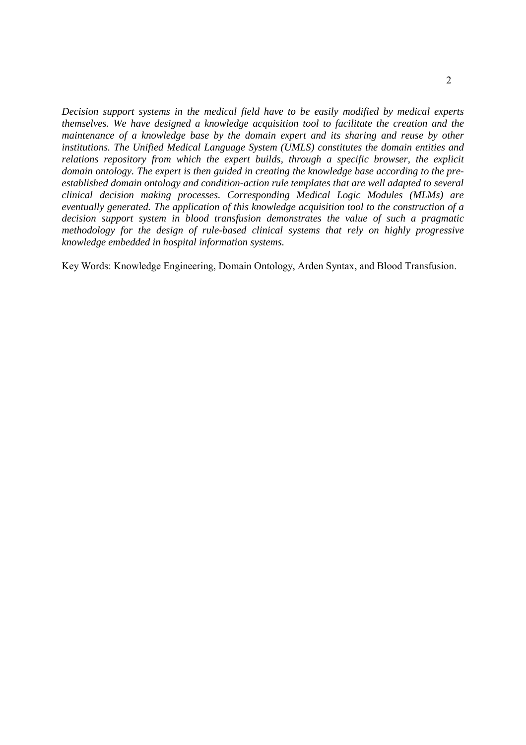*Decision support systems in the medical field have to be easily modified by medical experts themselves. We have designed a knowledge acquisition tool to facilitate the creation and the maintenance of a knowledge base by the domain expert and its sharing and reuse by other institutions. The Unified Medical Language System (UMLS) constitutes the domain entities and relations repository from which the expert builds, through a specific browser, the explicit domain ontology. The expert is then guided in creating the knowledge base according to the pre-established domain ontology and condition-action rule templates that are well adapted to several clinical decision making processes. Corresponding Medical Logic Modules (MLMs) are eventually generated. The application of this knowledge acquisition tool to the construction of a decision support system in blood transfusion demonstrates the value of such a pragmatic methodology for the design of rule-based clinical systems that rely on highly progressive knowledge embedded in hospital information systems.*

Key Words: Knowledge Engineering, Domain Ontology, Arden Syntax, and Blood Transfusion.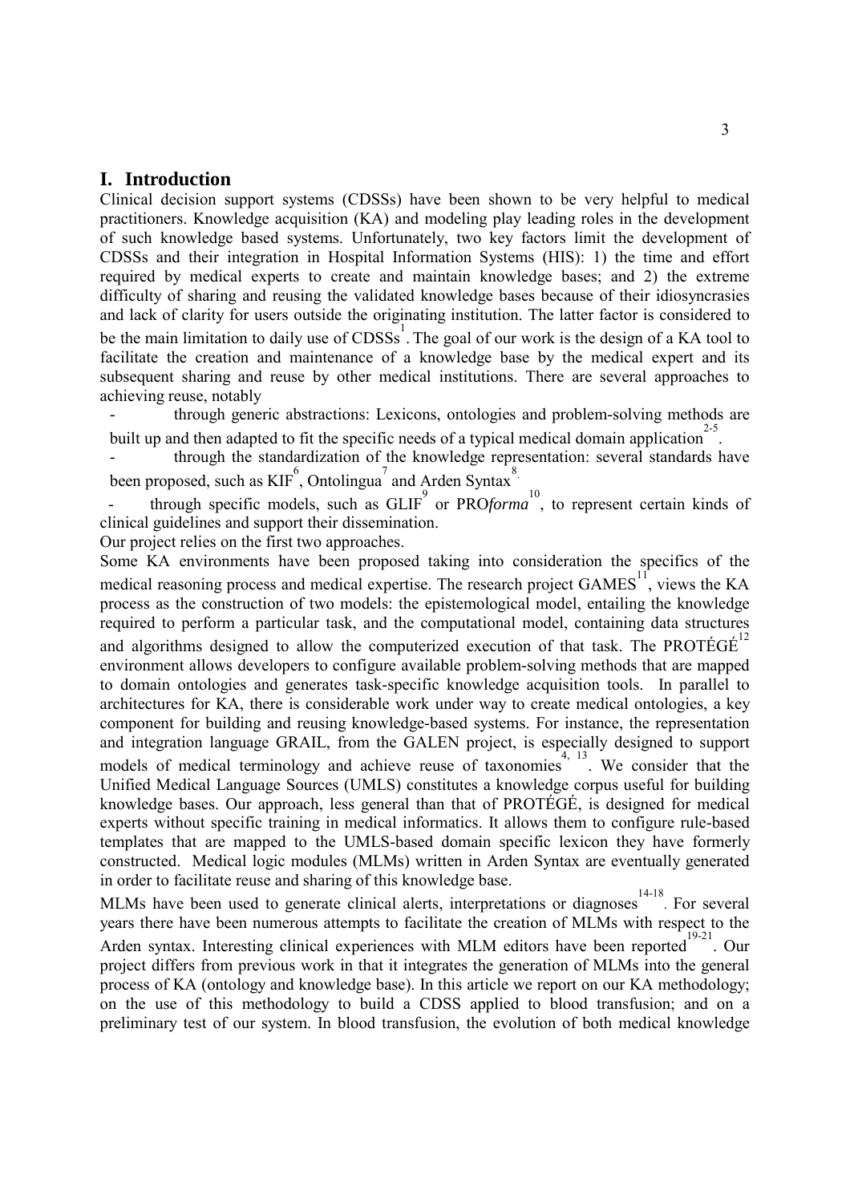# I. Introduction

Clinical decision support systems (CDSSs) have been shown to be very helpful to medical practitioners. Knowledge acquisition (KA) and modeling play leading roles in the development of such knowledge based systems. Unfortunately, two key factors limit the development of CDSSs and their integration in Hospital Information Systems (HIS): 1) the time and effort required by medical experts to create and maintain knowledge bases; and 2) the extreme difficulty of sharing and reusing the validated knowledge bases because of their idiosyncrasies and lack of clarity for users outside the originating institution. The latter factor is considered to be the main limitation to daily use of CDSSs[1]. The goal of our work is the design of a KA tool to facilitate the creation and maintenance of a knowledge base by the medical expert and its subsequent sharing and reuse by other medical institutions. There are several approaches to achieving reuse, notably

- through generic abstractions: Lexicons, ontologies and problem-solving methods are built up and then adapted to fit the specific needs of a typical medical domain application[2-5].
- through the standardization of the knowledge representation: several standards have been proposed, such as KIF[6], Ontolingua[7] and Arden Syntax[8].
- through specific models, such as GLIF[9] or PRO*forma*[10], to represent certain kinds of clinical guidelines and support their dissemination.

Our project relies on the first two approaches.

Some KA environments have been proposed taking into consideration the specifics of the medical reasoning process and medical expertise. The research project GAMES[11], views the KA process as the construction of two models: the epistemological model, entailing the knowledge required to perform a particular task, and the computational model, containing data structures and algorithms designed to allow the computerized execution of that task. The PROTÉGÉ[12] environment allows developers to configure available problem-solving methods that are mapped to domain ontologies and generates task-specific knowledge acquisition tools. In parallel to architectures for KA, there is considerable work under way to create medical ontologies, a key component for building and reusing knowledge-based systems. For instance, the representation and integration language GRAIL, from the GALEN project, is especially designed to support models of medical terminology and achieve reuse of taxonomies[4, 13]. We consider that the Unified Medical Language Sources (UMLS) constitutes a knowledge corpus useful for building knowledge bases. Our approach, less general than that of PROTÉGÉ, is designed for medical experts without specific training in medical informatics. It allows them to configure rule-based templates that are mapped to the UMLS-based domain specific lexicon they have formerly constructed. Medical logic modules (MLMs) written in Arden Syntax are eventually generated in order to facilitate reuse and sharing of this knowledge base.

MLMs have been used to generate clinical alerts, interpretations or diagnoses[14-18]. For several years there have been numerous attempts to facilitate the creation of MLMs with respect to the Arden syntax. Interesting clinical experiences with MLM editors have been reported[19-21]. Our project differs from previous work in that it integrates the generation of MLMs into the general process of KA (ontology and knowledge base). In this article we report on our KA methodology; on the use of this methodology to build a CDSS applied to blood transfusion; and on a preliminary test of our system. In blood transfusion, the evolution of both medical knowledge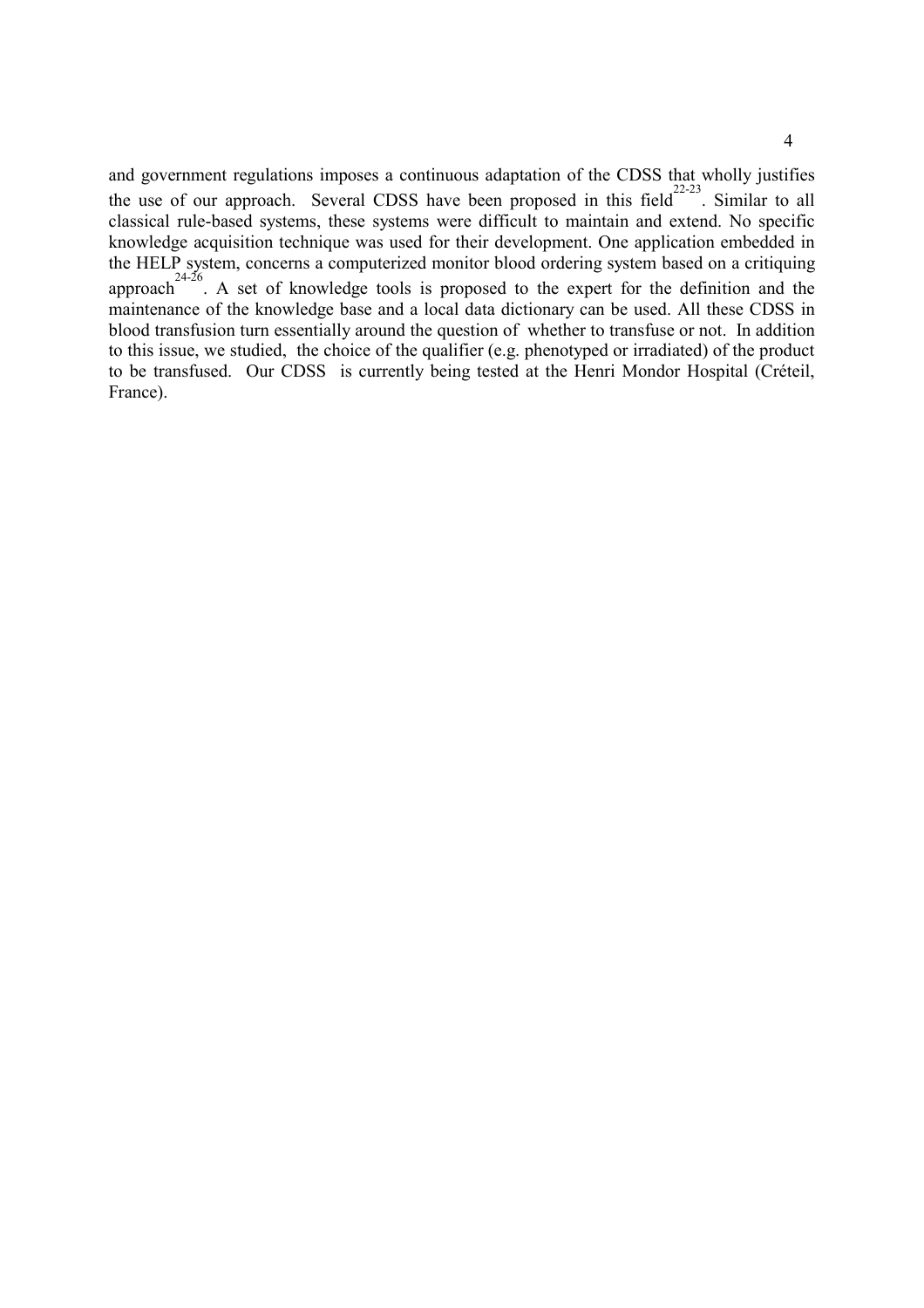and government regulations imposes a continuous adaptation of the CDSS that wholly justifies the use of our approach. Several CDSS have been proposed in this field[22-23]. Similar to all classical rule-based systems, these systems were difficult to maintain and extend. No specific knowledge acquisition technique was used for their development. One application embedded in the HELP system, concerns a computerized monitor blood ordering system based on a critiquing approach[24-26]. A set of knowledge tools is proposed to the expert for the definition and the maintenance of the knowledge base and a local data dictionary can be used. All these CDSS in blood transfusion turn essentially around the question of whether to transfuse or not. In addition to this issue, we studied, the choice of the qualifier (e.g. phenotyped or irradiated) of the product to be transfused. Our CDSS is currently being tested at the Henri Mondor Hospital (Créteil, France).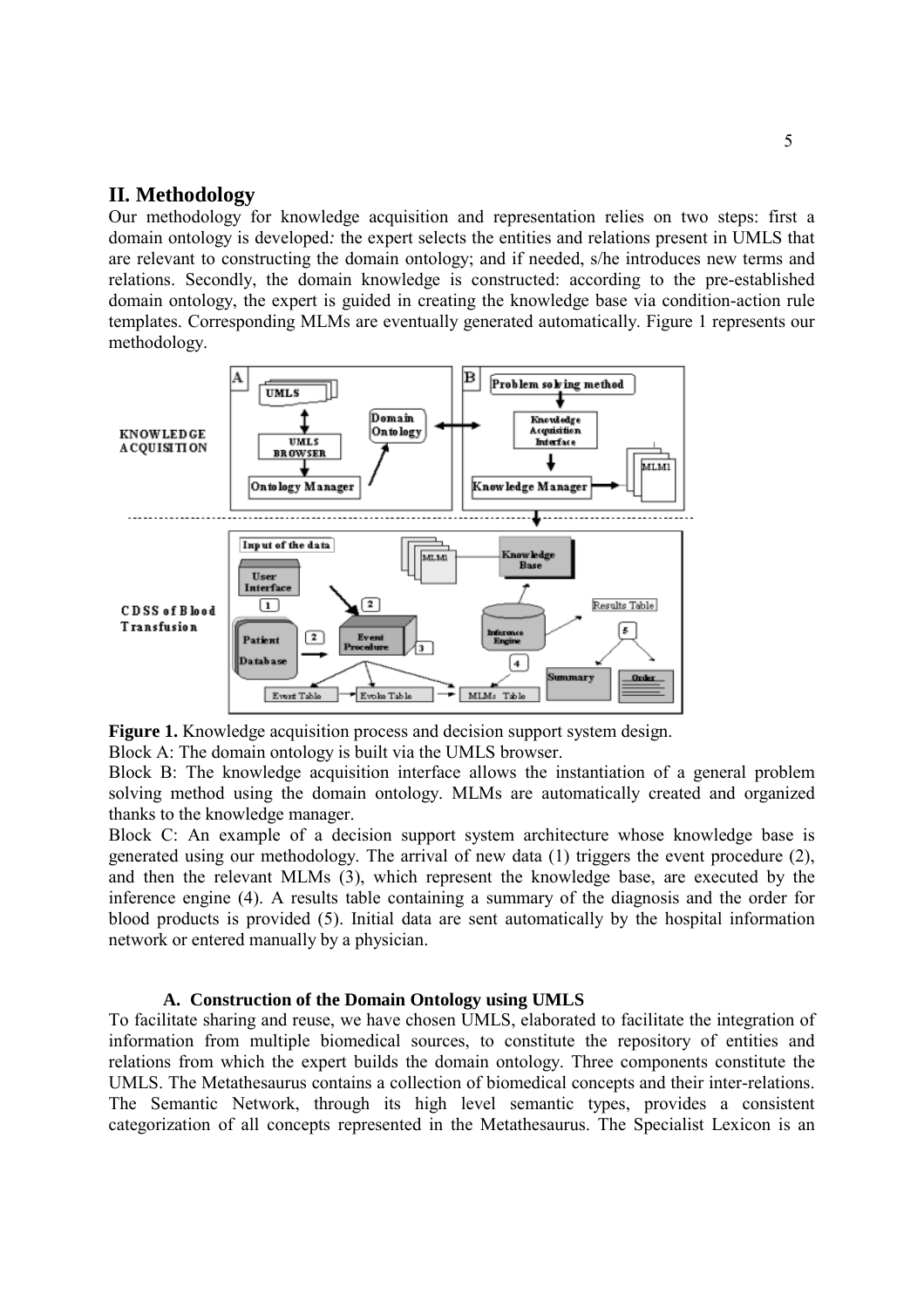## II. Methodology

Our methodology for knowledge acquisition and representation relies on two steps: first a domain ontology is developed*:* the expert selects the entities and relations present in UMLS that are relevant to constructing the domain ontology; and if needed, s/he introduces new terms and relations. Secondly, the domain knowledge is constructed: according to the pre-established domain ontology, the expert is guided in creating the knowledge base via condition-action rule templates. Corresponding MLMs are eventually generated automatically. Figure 1 represents our methodology.

**Figure 1.** Knowledge acquisition process and decision support system design.

Block A: The domain ontology is built via the UMLS browser.

Block B: The knowledge acquisition interface allows the instantiation of a general problem solving method using the domain ontology. MLMs are automatically created and organized thanks to the knowledge manager.

Block C: An example of a decision support system architecture whose knowledge base is generated using our methodology. The arrival of new data (1) triggers the event procedure (2), and then the relevant MLMs (3), which represent the knowledge base, are executed by the inference engine (4). A results table containing a summary of the diagnosis and the order for blood products is provided (5). Initial data are sent automatically by the hospital information network or entered manually by a physician.

### A. Construction of the Domain Ontology using UMLS

To facilitate sharing and reuse, we have chosen UMLS, elaborated to facilitate the integration of information from multiple biomedical sources, to constitute the repository of entities and relations from which the expert builds the domain ontology. Three components constitute the UMLS. The Metathesaurus contains a collection of biomedical concepts and their inter-relations. The Semantic Network, through its high level semantic types, provides a consistent categorization of all concepts represented in the Metathesaurus. The Specialist Lexicon is an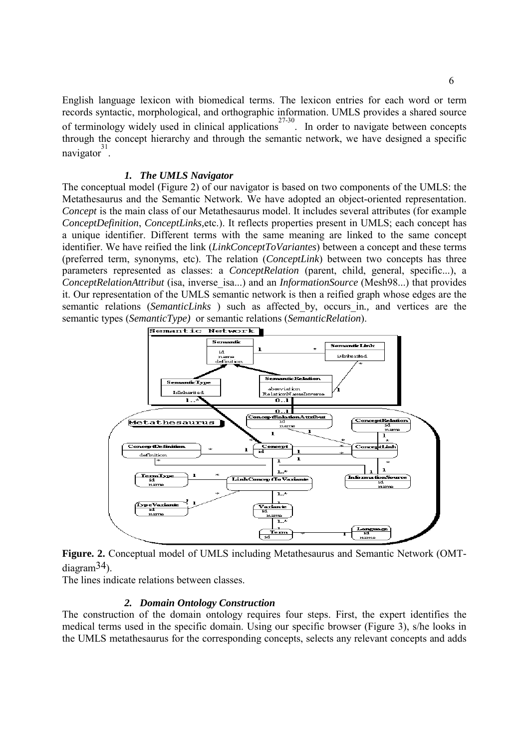English language lexicon with biomedical terms. The lexicon entries for each word or term records syntactic, morphological, and orthographic information. UMLS provides a shared source of terminology widely used in clinical applications [27-30]. In order to navigate between concepts through the concept hierarchy and through the semantic network, we have designed a specific navigator [31].

### *1. The UMLS Navigator*

The conceptual model (Figure 2) of our navigator is based on two components of the UMLS: the Metathesaurus and the Semantic Network. We have adopted an object-oriented representation. *Concept* is the main class of our Metathesaurus model. It includes several attributes (for example *ConceptDefinition*, *ConceptLinks,*etc.). It reflects properties present in UMLS; each concept has a unique identifier. Different terms with the same meaning are linked to the same concept identifier. We have reified the link (*LinkConceptToVariantes*) between a concept and these terms (preferred term, synonyms, etc). The relation (*ConceptLink*) between two concepts has three parameters represented as classes: a *ConceptRelation* (parent, child, general, specific...), a *ConceptRelationAttribut* (isa, inverse_isa...) and an *InformationSource* (Mesh98...) that provides it. Our representation of the UMLS semantic network is then a reified graph whose edges are the semantic relations (*SemanticLinks* ) such as affected_by, occurs_in*.,* and vertices are the semantic types (*SemanticType)* or semantic relations (*SemanticRelation*).

**Figure. 2.** Conceptual model of UMLS including Metathesaurus and Semantic Network (OMT-diagram34).

The lines indicate relations between classes.

### *2. Domain Ontology Construction*

The construction of the domain ontology requires four steps. First, the expert identifies the medical terms used in the specific domain. Using our specific browser (Figure 3), s/he looks in the UMLS metathesaurus for the corresponding concepts, selects any relevant concepts and adds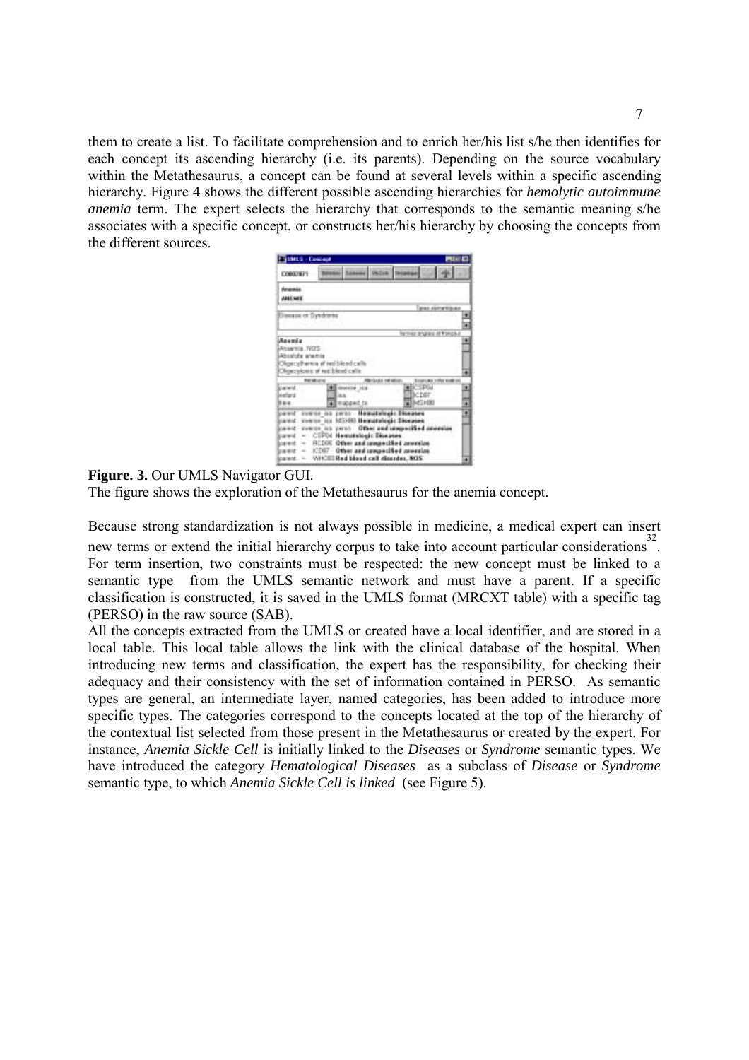them to create a list. To facilitate comprehension and to enrich her/his list s/he then identifies for each concept its ascending hierarchy (i.e. its parents). Depending on the source vocabulary within the Metathesaurus, a concept can be found at several levels within a specific ascending hierarchy. Figure 4 shows the different possible ascending hierarchies for *hemolytic autoimmune anemia* term. The expert selects the hierarchy that corresponds to the semantic meaning s/he associates with a specific concept, or constructs her/his hierarchy by choosing the concepts from the different sources.

**Figure. 3.** Our UMLS Navigator GUI.

The figure shows the exploration of the Metathesaurus for the anemia concept.

Because strong standardization is not always possible in medicine, a medical expert can insert new terms or extend the initial hierarchy corpus to take into account particular considerations [32]. For term insertion, two constraints must be respected: the new concept must be linked to a semantic type from the UMLS semantic network and must have a parent. If a specific classification is constructed, it is saved in the UMLS format (MRCXT table) with a specific tag (PERSO) in the raw source (SAB).

All the concepts extracted from the UMLS or created have a local identifier, and are stored in a local table. This local table allows the link with the clinical database of the hospital. When introducing new terms and classification, the expert has the responsibility, for checking their adequacy and their consistency with the set of information contained in PERSO. As semantic types are general, an intermediate layer, named categories, has been added to introduce more specific types. The categories correspond to the concepts located at the top of the hierarchy of the contextual list selected from those present in the Metathesaurus or created by the expert. For instance, *Anemia Sickle Cell* is initially linked to the *Diseases* or *Syndrome* semantic types. We have introduced the category *Hematological Diseases* as a subclass of *Disease* or *Syndrome* semantic type, to which *Anemia Sickle Cell is linked* (see Figure 5).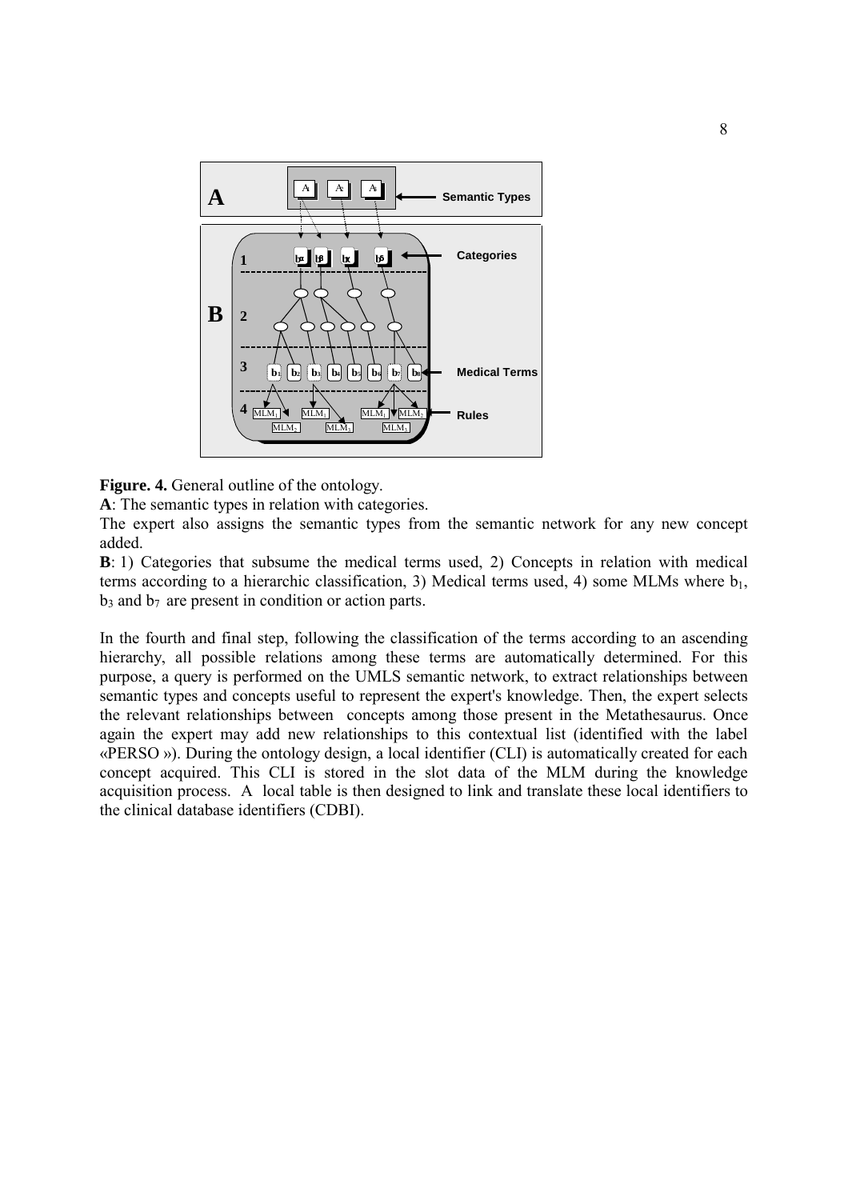**Figure. 4.** General outline of the ontology.

**A**: The semantic types in relation with categories.

The expert also assigns the semantic types from the semantic network for any new concept added.

**B**: 1) Categories that subsume the medical terms used, 2) Concepts in relation with medical terms according to a hierarchic classification, 3) Medical terms used, 4) some MLMs where $b_1$, $b_3$ and $b_7$ are present in condition or action parts.

In the fourth and final step, following the classification of the terms according to an ascending hierarchy, all possible relations among these terms are automatically determined. For this purpose, a query is performed on the UMLS semantic network, to extract relationships between semantic types and concepts useful to represent the expert's knowledge. Then, the expert selects the relevant relationships between concepts among those present in the Metathesaurus. Once again the expert may add new relationships to this contextual list (identified with the label «PERSO »). During the ontology design, a local identifier (CLI) is automatically created for each concept acquired. This CLI is stored in the slot data of the MLM during the knowledge acquisition process. A local table is then designed to link and translate these local identifiers to the clinical database identifiers (CDBI).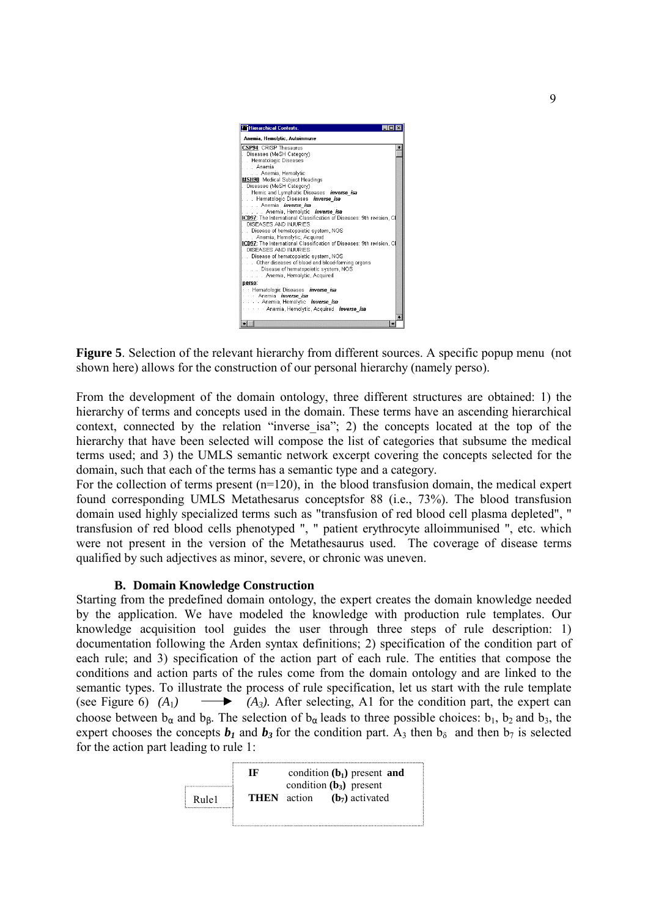**Figure 5**. Selection of the relevant hierarchy from different sources. A specific popup menu (not shown here) allows for the construction of our personal hierarchy (namely perso).

From the development of the domain ontology, three different structures are obtained: 1) the hierarchy of terms and concepts used in the domain. These terms have an ascending hierarchical context, connected by the relation "inverse_isa"; 2) the concepts located at the top of the hierarchy that have been selected will compose the list of categories that subsume the medical terms used; and 3) the UMLS semantic network excerpt covering the concepts selected for the domain, such that each of the terms has a semantic type and a category.

For the collection of terms present (n=120), in the blood transfusion domain, the medical expert found corresponding UMLS Metathesaurus conceptsfor 88 (i.e., 73%). The blood transfusion domain used highly specialized terms such as "transfusion of red blood cell plasma depleted", " transfusion of red blood cells phenotyped ", " patient erythrocyte alloimmunised ", etc. which were not present in the version of the Metathesaurus used. The coverage of disease terms qualified by such adjectives as minor, severe, or chronic was uneven.

### B. Domain Knowledge Construction

Starting from the predefined domain ontology, the expert creates the domain knowledge needed by the application. We have modeled the knowledge with production rule templates. Our knowledge acquisition tool guides the user through three steps of rule description: 1) documentation following the Arden syntax definitions; 2) specification of the condition part of each rule; and 3) specification of the action part of each rule. The entities that compose the conditions and action parts of the rules come from the domain ontology and are linked to the semantic types. To illustrate the process of rule specification, let us start with the rule template (see Figure 6) $(A_1) \longrightarrow (A_3)$. After selecting, A1 for the condition part, the expert can choose between $b_\alpha$ and $b_\beta$. The selection of $b_\alpha$ leads to three possible choices: $b_1$, $b_2$ and $b_3$, the expert chooses the concepts $\boldsymbol{b_1}$ and $\boldsymbol{b_3}$ for the condition part. $A_3$ then $b_\delta$ and then $b_7$ is selected for the action part leading to rule 1:

```
Rule1    IF     condition (b1) present  and
                condition (b3) present
         THEN   action     (b7) activated
```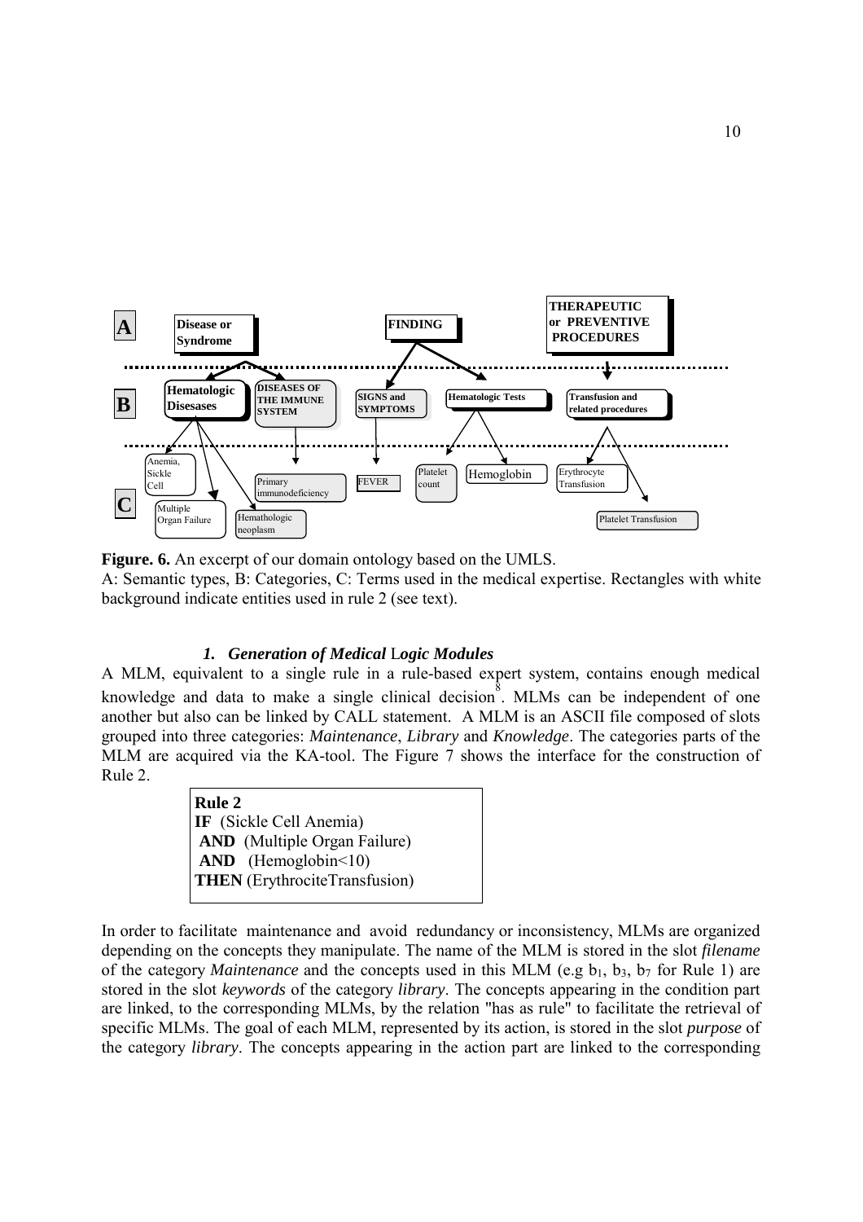**Figure. 6.** An excerpt of our domain ontology based on the UMLS.
A: Semantic types, B: Categories, C: Terms used in the medical expertise. Rectangles with white background indicate entities used in rule 2 (see text).

### *1. Generation of Medical Logic Modules*

A MLM, equivalent to a single rule in a rule-based expert system, contains enough medical knowledge and data to make a single clinical decision[8]. MLMs can be independent of one another but also can be linked by CALL statement. A MLM is an ASCII file composed of slots grouped into three categories: *Maintenance*, *Library* and *Knowledge*. The categories parts of the MLM are acquired via the KA-tool. The Figure 7 shows the interface for the construction of Rule 2.

**Rule 2**
**IF** (Sickle Cell Anemia)
**AND** (Multiple Organ Failure)
**AND** (Hemoglobin<10)
**THEN** (ErythrociteTransfusion)

In order to facilitate maintenance and avoid redundancy or inconsistency, MLMs are organized depending on the concepts they manipulate. The name of the MLM is stored in the slot *filename* of the category *Maintenance* and the concepts used in this MLM (e.g $b_1$, $b_3$, $b_7$ for Rule 1) are stored in the slot *keywords* of the category *library*. The concepts appearing in the condition part are linked, to the corresponding MLMs, by the relation "has as rule" to facilitate the retrieval of specific MLMs. The goal of each MLM, represented by its action, is stored in the slot *purpose* of the category *library*. The concepts appearing in the action part are linked to the corresponding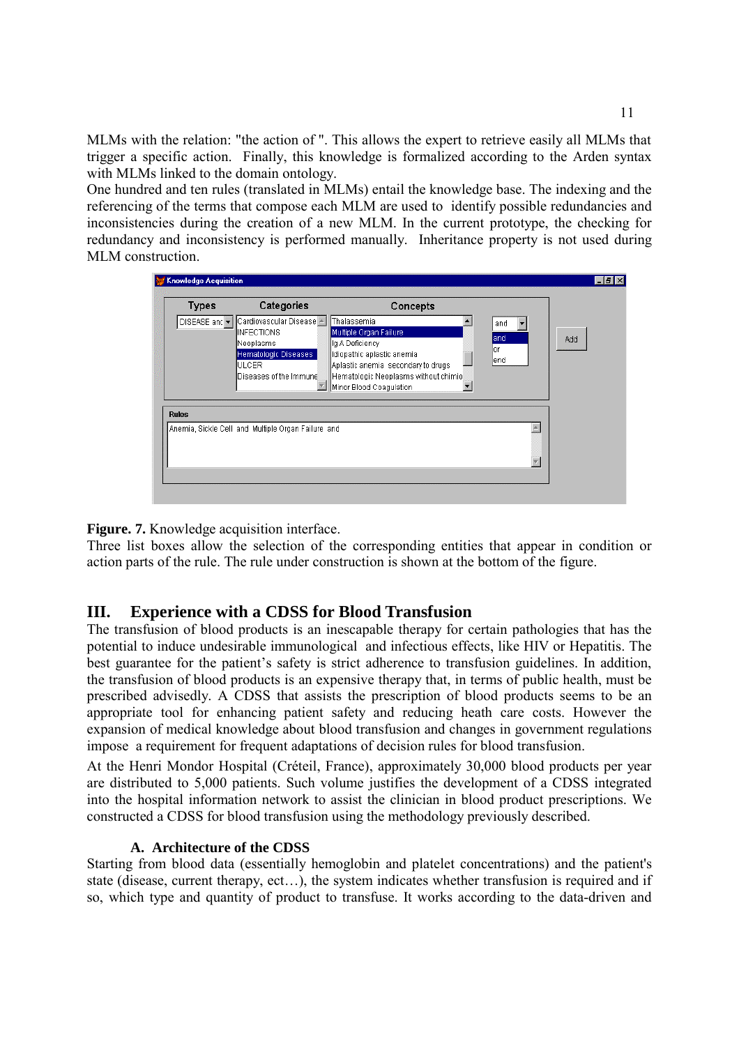MLMs with the relation: "the action of ". This allows the expert to retrieve easily all MLMs that trigger a specific action. Finally, this knowledge is formalized according to the Arden syntax with MLMs linked to the domain ontology.

One hundred and ten rules (translated in MLMs) entail the knowledge base. The indexing and the referencing of the terms that compose each MLM are used to identify possible redundancies and inconsistencies during the creation of a new MLM. In the current prototype, the checking for redundancy and inconsistency is performed manually. Inheritance property is not used during MLM construction.

**Figure. 7.** Knowledge acquisition interface.

Three list boxes allow the selection of the corresponding entities that appear in condition or action parts of the rule. The rule under construction is shown at the bottom of the figure.

## III. Experience with a CDSS for Blood Transfusion

The transfusion of blood products is an inescapable therapy for certain pathologies that has the potential to induce undesirable immunological and infectious effects, like HIV or Hepatitis. The best guarantee for the patient's safety is strict adherence to transfusion guidelines. In addition, the transfusion of blood products is an expensive therapy that, in terms of public health, must be prescribed advisedly. A CDSS that assists the prescription of blood products seems to be an appropriate tool for enhancing patient safety and reducing heath care costs. However the expansion of medical knowledge about blood transfusion and changes in government regulations impose a requirement for frequent adaptations of decision rules for blood transfusion.

At the Henri Mondor Hospital (Créteil, France), approximately 30,000 blood products per year are distributed to 5,000 patients. Such volume justifies the development of a CDSS integrated into the hospital information network to assist the clinician in blood product prescriptions. We constructed a CDSS for blood transfusion using the methodology previously described.

### A. Architecture of the CDSS

Starting from blood data (essentially hemoglobin and platelet concentrations) and the patient's state (disease, current therapy, ect…), the system indicates whether transfusion is required and if so, which type and quantity of product to transfuse. It works according to the data-driven and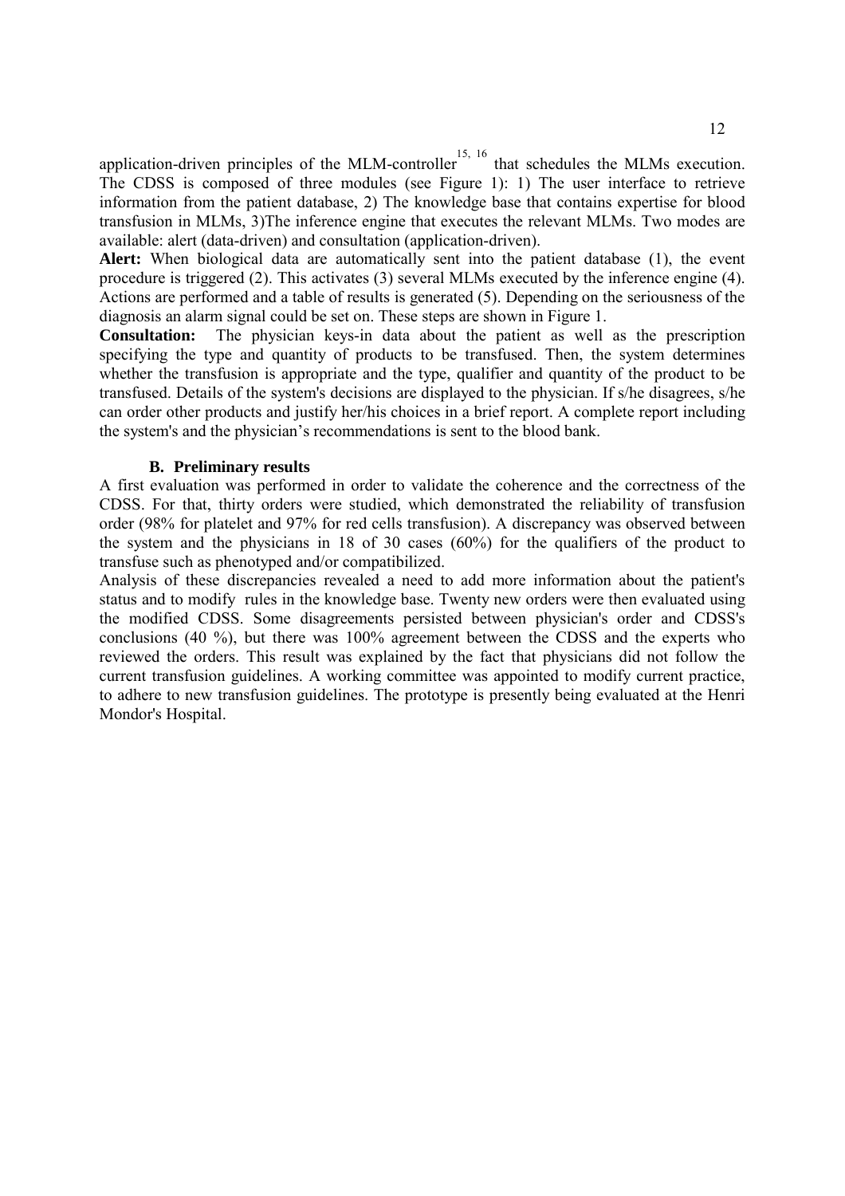application-driven principles of the MLM-controller[15, 16] that schedules the MLMs execution. The CDSS is composed of three modules (see Figure 1): 1) The user interface to retrieve information from the patient database, 2) The knowledge base that contains expertise for blood transfusion in MLMs, 3)The inference engine that executes the relevant MLMs. Two modes are available: alert (data-driven) and consultation (application-driven).

**Alert:** When biological data are automatically sent into the patient database (1), the event procedure is triggered (2). This activates (3) several MLMs executed by the inference engine (4). Actions are performed and a table of results is generated (5). Depending on the seriousness of the diagnosis an alarm signal could be set on. These steps are shown in Figure 1.

**Consultation:** The physician keys-in data about the patient as well as the prescription specifying the type and quantity of products to be transfused. Then, the system determines whether the transfusion is appropriate and the type, qualifier and quantity of the product to be transfused. Details of the system's decisions are displayed to the physician. If s/he disagrees, s/he can order other products and justify her/his choices in a brief report. A complete report including the system's and the physician's recommendations is sent to the blood bank.

### B. Preliminary results

A first evaluation was performed in order to validate the coherence and the correctness of the CDSS. For that, thirty orders were studied, which demonstrated the reliability of transfusion order (98% for platelet and 97% for red cells transfusion). A discrepancy was observed between the system and the physicians in 18 of 30 cases (60%) for the qualifiers of the product to transfuse such as phenotyped and/or compatibilized.

Analysis of these discrepancies revealed a need to add more information about the patient's status and to modify rules in the knowledge base. Twenty new orders were then evaluated using the modified CDSS. Some disagreements persisted between physician's order and CDSS's conclusions (40 %), but there was 100% agreement between the CDSS and the experts who reviewed the orders. This result was explained by the fact that physicians did not follow the current transfusion guidelines. A working committee was appointed to modify current practice, to adhere to new transfusion guidelines. The prototype is presently being evaluated at the Henri Mondor's Hospital.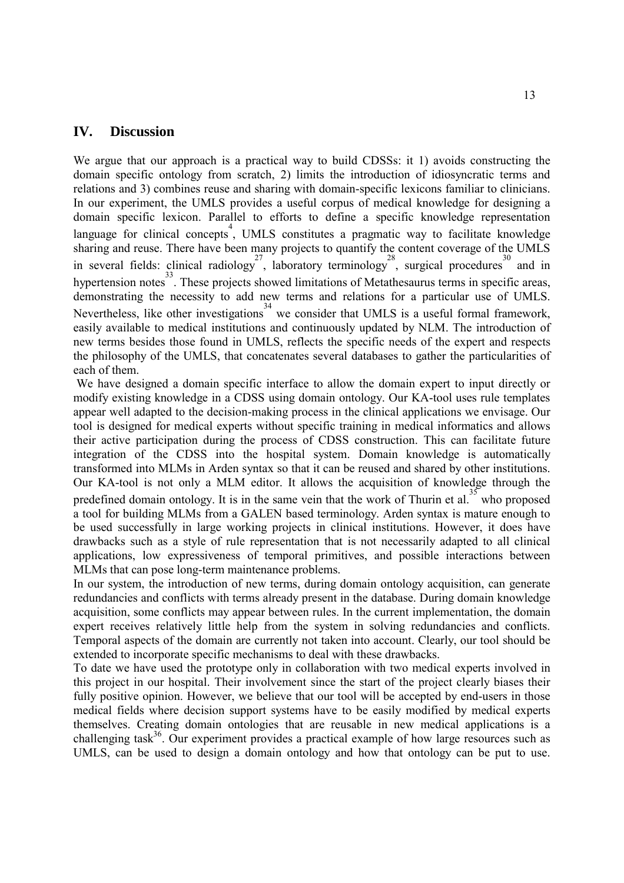## IV. Discussion

We argue that our approach is a practical way to build CDSSs: it 1) avoids constructing the domain specific ontology from scratch, 2) limits the introduction of idiosyncratic terms and relations and 3) combines reuse and sharing with domain-specific lexicons familiar to clinicians. In our experiment, the UMLS provides a useful corpus of medical knowledge for designing a domain specific lexicon. Parallel to efforts to define a specific knowledge representation language for clinical concepts[4], UMLS constitutes a pragmatic way to facilitate knowledge sharing and reuse. There have been many projects to quantify the content coverage of the UMLS in several fields: clinical radiology[27], laboratory terminology[28], surgical procedures[30] and in hypertension notes[33]. These projects showed limitations of Metathesaurus terms in specific areas, demonstrating the necessity to add new terms and relations for a particular use of UMLS. Nevertheless, like other investigations[34] we consider that UMLS is a useful formal framework, easily available to medical institutions and continuously updated by NLM. The introduction of new terms besides those found in UMLS, reflects the specific needs of the expert and respects the philosophy of the UMLS, that concatenates several databases to gather the particularities of each of them.

We have designed a domain specific interface to allow the domain expert to input directly or modify existing knowledge in a CDSS using domain ontology. Our KA-tool uses rule templates appear well adapted to the decision-making process in the clinical applications we envisage. Our tool is designed for medical experts without specific training in medical informatics and allows their active participation during the process of CDSS construction. This can facilitate future integration of the CDSS into the hospital system. Domain knowledge is automatically transformed into MLMs in Arden syntax so that it can be reused and shared by other institutions. Our KA-tool is not only a MLM editor. It allows the acquisition of knowledge through the predefined domain ontology. It is in the same vein that the work of Thurin et al.[35] who proposed a tool for building MLMs from a GALEN based terminology. Arden syntax is mature enough to be used successfully in large working projects in clinical institutions. However, it does have drawbacks such as a style of rule representation that is not necessarily adapted to all clinical applications, low expressiveness of temporal primitives, and possible interactions between MLMs that can pose long-term maintenance problems.

In our system, the introduction of new terms, during domain ontology acquisition, can generate redundancies and conflicts with terms already present in the database. During domain knowledge acquisition, some conflicts may appear between rules. In the current implementation, the domain expert receives relatively little help from the system in solving redundancies and conflicts. Temporal aspects of the domain are currently not taken into account. Clearly, our tool should be extended to incorporate specific mechanisms to deal with these drawbacks.

To date we have used the prototype only in collaboration with two medical experts involved in this project in our hospital. Their involvement since the start of the project clearly biases their fully positive opinion. However, we believe that our tool will be accepted by end-users in those medical fields where decision support systems have to be easily modified by medical experts themselves. Creating domain ontologies that are reusable in new medical applications is a challenging task[36]. Our experiment provides a practical example of how large resources such as UMLS, can be used to design a domain ontology and how that ontology can be put to use.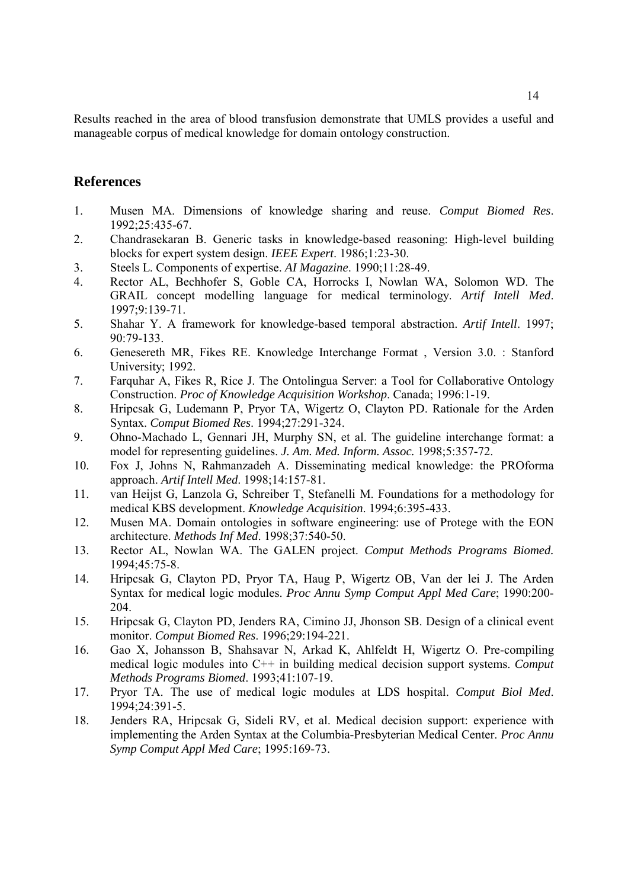Results reached in the area of blood transfusion demonstrate that UMLS provides a useful and manageable corpus of medical knowledge for domain ontology construction.

## References

1. Musen MA. Dimensions of knowledge sharing and reuse. *Comput Biomed Res*. 1992;25:435-67.
2. Chandrasekaran B. Generic tasks in knowledge-based reasoning: High-level building blocks for expert system design. *IEEE Expert*. 1986;1:23-30.
3. Steels L. Components of expertise. *AI Magazine*. 1990;11:28-49.
4. Rector AL, Bechhofer S, Goble CA, Horrocks I, Nowlan WA, Solomon WD. The GRAIL concept modelling language for medical terminology. *Artif Intell Med*. 1997;9:139-71.
5. Shahar Y. A framework for knowledge-based temporal abstraction. *Artif Intell*. 1997; 90:79-133.
6. Genesereth MR, Fikes RE. Knowledge Interchange Format , Version 3.0. : Stanford University; 1992.
7. Farquhar A, Fikes R, Rice J. The Ontolingua Server: a Tool for Collaborative Ontology Construction. *Proc of Knowledge Acquisition Workshop*. Canada; 1996:1-19.
8. Hripcsak G, Ludemann P, Pryor TA, Wigertz O, Clayton PD. Rationale for the Arden Syntax. *Comput Biomed Res*. 1994;27:291-324.
9. Ohno-Machado L, Gennari JH, Murphy SN, et al. The guideline interchange format: a model for representing guidelines. *J. Am. Med. Inform. Assoc.* 1998;5:357-72.
10. Fox J, Johns N, Rahmanzadeh A. Disseminating medical knowledge: the PROforma approach. *Artif Intell Med*. 1998;14:157-81.
11. van Heijst G, Lanzola G, Schreiber T, Stefanelli M. Foundations for a methodology for medical KBS development. *Knowledge Acquisition*. 1994;6:395-433.
12. Musen MA. Domain ontologies in software engineering: use of Protege with the EON architecture. *Methods Inf Med*. 1998;37:540-50.
13. Rector AL, Nowlan WA. The GALEN project. *Comput Methods Programs Biomed.* 1994;45:75-8.
14. Hripcsak G, Clayton PD, Pryor TA, Haug P, Wigertz OB, Van der lei J. The Arden Syntax for medical logic modules. *Proc Annu Symp Comput Appl Med Care*; 1990:200-204.
15. Hripcsak G, Clayton PD, Jenders RA, Cimino JJ, Jhonson SB. Design of a clinical event monitor. *Comput Biomed Res*. 1996;29:194-221.
16. Gao X, Johansson B, Shahsavar N, Arkad K, Ahlfeldt H, Wigertz O. Pre-compiling medical logic modules into C++ in building medical decision support systems. *Comput Methods Programs Biomed*. 1993;41:107-19.
17. Pryor TA. The use of medical logic modules at LDS hospital. *Comput Biol Med*. 1994;24:391-5.
18. Jenders RA, Hripcsak G, Sideli RV, et al. Medical decision support: experience with implementing the Arden Syntax at the Columbia-Presbyterian Medical Center. *Proc Annu Symp Comput Appl Med Care*; 1995:169-73.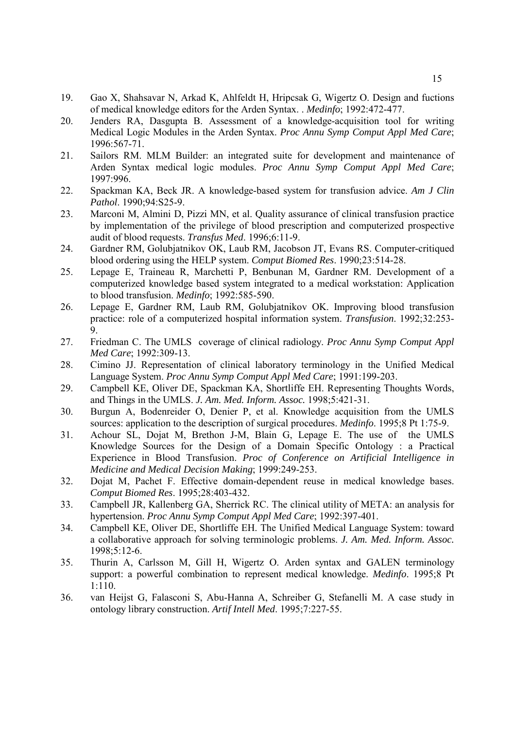19. Gao X, Shahsavar N, Arkad K, Ahlfeldt H, Hripcsak G, Wigertz O. Design and fuctions of medical knowledge editors for the Arden Syntax. . *Medinfo*; 1992:472-477.
20. Jenders RA, Dasgupta B. Assessment of a knowledge-acquisition tool for writing Medical Logic Modules in the Arden Syntax. *Proc Annu Symp Comput Appl Med Care*; 1996:567-71.
21. Sailors RM. MLM Builder: an integrated suite for development and maintenance of Arden Syntax medical logic modules. *Proc Annu Symp Comput Appl Med Care*; 1997:996.
22. Spackman KA, Beck JR. A knowledge-based system for transfusion advice. *Am J Clin Pathol*. 1990;94:S25-9.
23. Marconi M, Almini D, Pizzi MN, et al. Quality assurance of clinical transfusion practice by implementation of the privilege of blood prescription and computerized prospective audit of blood requests. *Transfus Med*. 1996;6:11-9.
24. Gardner RM, Golubjatnikov OK, Laub RM, Jacobson JT, Evans RS. Computer-critiqued blood ordering using the HELP system. *Comput Biomed Res*. 1990;23:514-28.
25. Lepage E, Traineau R, Marchetti P, Benbunan M, Gardner RM. Development of a computerized knowledge based system integrated to a medical workstation: Application to blood transfusion. *Medinfo*; 1992:585-590.
26. Lepage E, Gardner RM, Laub RM, Golubjatnikov OK. Improving blood transfusion practice: role of a computerized hospital information system. *Transfusion*. 1992;32:253-9.
27. Friedman C. The UMLS coverage of clinical radiology. *Proc Annu Symp Comput Appl Med Care*; 1992:309-13.
28. Cimino JJ. Representation of clinical laboratory terminology in the Unified Medical Language System. *Proc Annu Symp Comput Appl Med Care*; 1991:199-203.
29. Campbell KE, Oliver DE, Spackman KA, Shortliffe EH. Representing Thoughts Words, and Things in the UMLS. *J. Am. Med. Inform. Assoc.* 1998;5:421-31.
30. Burgun A, Bodenreider O, Denier P, et al. Knowledge acquisition from the UMLS sources: application to the description of surgical procedures. *Medinfo*. 1995;8 Pt 1:75-9.
31. Achour SL, Dojat M, Brethon J-M, Blain G, Lepage E. The use of the UMLS Knowledge Sources for the Design of a Domain Specific Ontology : a Practical Experience in Blood Transfusion. *Proc of Conference on Artificial Intelligence in Medicine and Medical Decision Making*; 1999:249-253.
32. Dojat M, Pachet F. Effective domain-dependent reuse in medical knowledge bases. *Comput Biomed Res*. 1995;28:403-432.
33. Campbell JR, Kallenberg GA, Sherrick RC. The clinical utility of META: an analysis for hypertension. *Proc Annu Symp Comput Appl Med Care*; 1992:397-401.
34. Campbell KE, Oliver DE, Shortliffe EH. The Unified Medical Language System: toward a collaborative approach for solving terminologic problems. *J. Am. Med. Inform. Assoc.* 1998;5:12-6.
35. Thurin A, Carlsson M, Gill H, Wigertz O. Arden syntax and GALEN terminology support: a powerful combination to represent medical knowledge. *Medinfo*. 1995;8 Pt 1:110.
36. van Heijst G, Falasconi S, Abu-Hanna A, Schreiber G, Stefanelli M. A case study in ontology library construction. *Artif Intell Med*. 1995;7:227-55.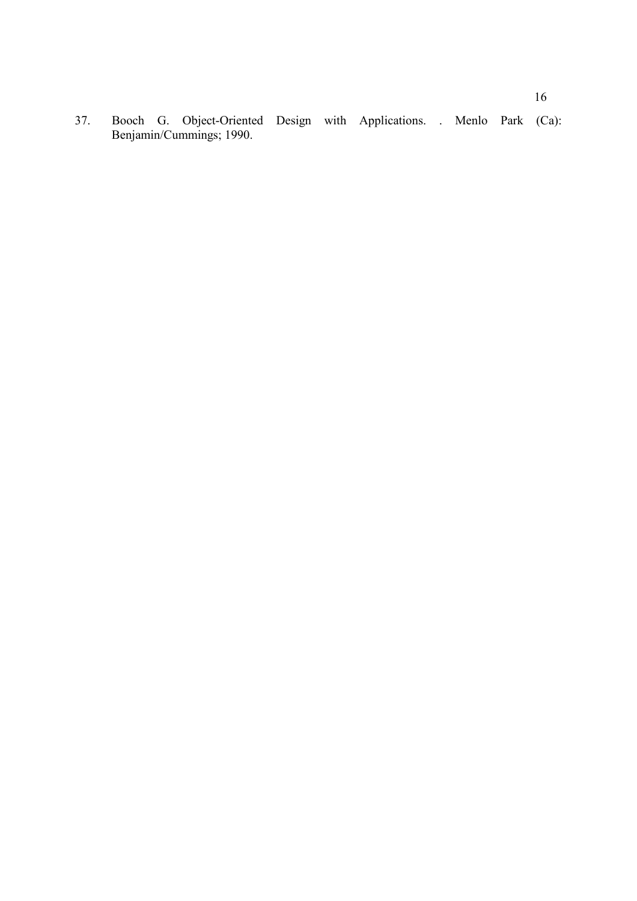37. Booch G. Object-Oriented Design with Applications. . Menlo Park (Ca): Benjamin/Cummings; 1990.